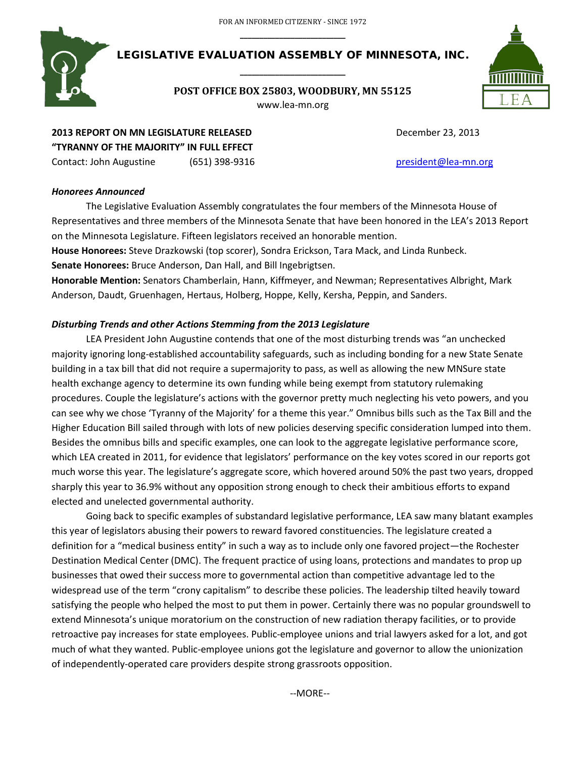FOR AN INFORMED CITIZENRY - SINCE 1972

# LEGISLATIVE EVALUATION ASSEMBLY OF MINNESOTA, INC.

**POST OFFICE BOX 25803, WOODBURY, MN 55125**
www.lea-mn.org

**2013 REPORT ON MN LEGISLATURE RELEASED** December 23, 2013
**"TYRANNY OF THE MAJORITY" IN FULL EFFECT**
Contact: John Augustine (651) 398-9316 president@lea-mn.org

### *Honorees Announced*

The Legislative Evaluation Assembly congratulates the four members of the Minnesota House of Representatives and three members of the Minnesota Senate that have been honored in the LEA's 2013 Report on the Minnesota Legislature. Fifteen legislators received an honorable mention.

**House Honorees:** Steve Drazkowski (top scorer), Sondra Erickson, Tara Mack, and Linda Runbeck.
**Senate Honorees:** Bruce Anderson, Dan Hall, and Bill Ingebrigtsen.
**Honorable Mention:** Senators Chamberlain, Hann, Kiffmeyer, and Newman; Representatives Albright, Mark Anderson, Daudt, Gruenhagen, Hertaus, Holberg, Hoppe, Kelly, Kersha, Peppin, and Sanders.

### *Disturbing Trends and other Actions Stemming from the 2013 Legislature*

LEA President John Augustine contends that one of the most disturbing trends was "an unchecked majority ignoring long-established accountability safeguards, such as including bonding for a new State Senate building in a tax bill that did not require a supermajority to pass, as well as allowing the new MNSure state health exchange agency to determine its own funding while being exempt from statutory rulemaking procedures. Couple the legislature's actions with the governor pretty much neglecting his veto powers, and you can see why we chose 'Tyranny of the Majority' for a theme this year." Omnibus bills such as the Tax Bill and the Higher Education Bill sailed through with lots of new policies deserving specific consideration lumped into them. Besides the omnibus bills and specific examples, one can look to the aggregate legislative performance score, which LEA created in 2011, for evidence that legislators' performance on the key votes scored in our reports got much worse this year. The legislature's aggregate score, which hovered around 50% the past two years, dropped sharply this year to 36.9% without any opposition strong enough to check their ambitious efforts to expand elected and unelected governmental authority.

Going back to specific examples of substandard legislative performance, LEA saw many blatant examples this year of legislators abusing their powers to reward favored constituencies. The legislature created a definition for a "medical business entity" in such a way as to include only one favored project—the Rochester Destination Medical Center (DMC). The frequent practice of using loans, protections and mandates to prop up businesses that owed their success more to governmental action than competitive advantage led to the widespread use of the term "crony capitalism" to describe these policies. The leadership tilted heavily toward satisfying the people who helped the most to put them in power. Certainly there was no popular groundswell to extend Minnesota's unique moratorium on the construction of new radiation therapy facilities, or to provide retroactive pay increases for state employees. Public-employee unions and trial lawyers asked for a lot, and got much of what they wanted. Public-employee unions got the legislature and governor to allow the unionization of independently-operated care providers despite strong grassroots opposition.

--MORE--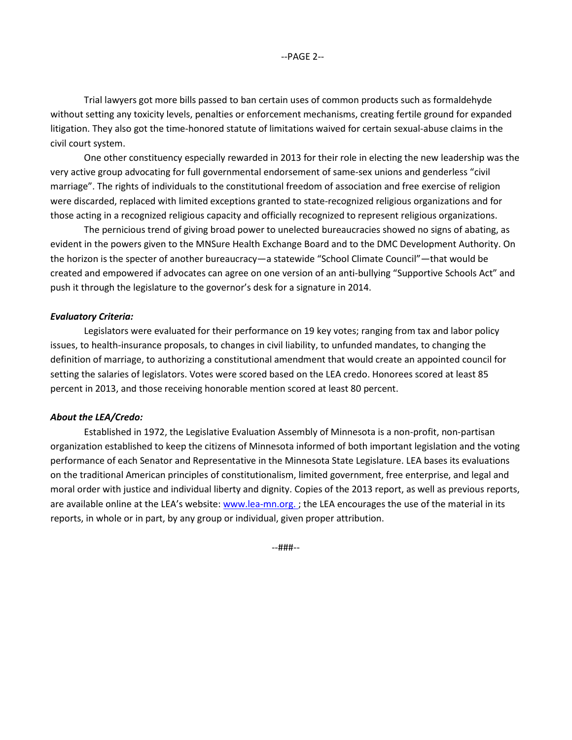Trial lawyers got more bills passed to ban certain uses of common products such as formaldehyde without setting any toxicity levels, penalties or enforcement mechanisms, creating fertile ground for expanded litigation. They also got the time-honored statute of limitations waived for certain sexual-abuse claims in the civil court system.

One other constituency especially rewarded in 2013 for their role in electing the new leadership was the very active group advocating for full governmental endorsement of same-sex unions and genderless “civil marriage”. The rights of individuals to the constitutional freedom of association and free exercise of religion were discarded, replaced with limited exceptions granted to state-recognized religious organizations and for those acting in a recognized religious capacity and officially recognized to represent religious organizations.

The pernicious trend of giving broad power to unelected bureaucracies showed no signs of abating, as evident in the powers given to the MNSure Health Exchange Board and to the DMC Development Authority. On the horizon is the specter of another bureaucracy—a statewide “School Climate Council”—that would be created and empowered if advocates can agree on one version of an anti-bullying “Supportive Schools Act” and push it through the legislature to the governor’s desk for a signature in 2014.

***Evaluatory Criteria:***

Legislators were evaluated for their performance on 19 key votes; ranging from tax and labor policy issues, to health-insurance proposals, to changes in civil liability, to unfunded mandates, to changing the definition of marriage, to authorizing a constitutional amendment that would create an appointed council for setting the salaries of legislators. Votes were scored based on the LEA credo. Honorees scored at least 85 percent in 2013, and those receiving honorable mention scored at least 80 percent.

***About the LEA/Credo:***

Established in 1972, the Legislative Evaluation Assembly of Minnesota is a non-profit, non-partisan organization established to keep the citizens of Minnesota informed of both important legislation and the voting performance of each Senator and Representative in the Minnesota State Legislature. LEA bases its evaluations on the traditional American principles of constitutionalism, limited government, free enterprise, and legal and moral order with justice and individual liberty and dignity. Copies of the 2013 report, as well as previous reports, are available online at the LEA’s website: www.lea-mn.org. ; the LEA encourages the use of the material in its reports, in whole or in part, by any group or individual, given proper attribution.

--###--